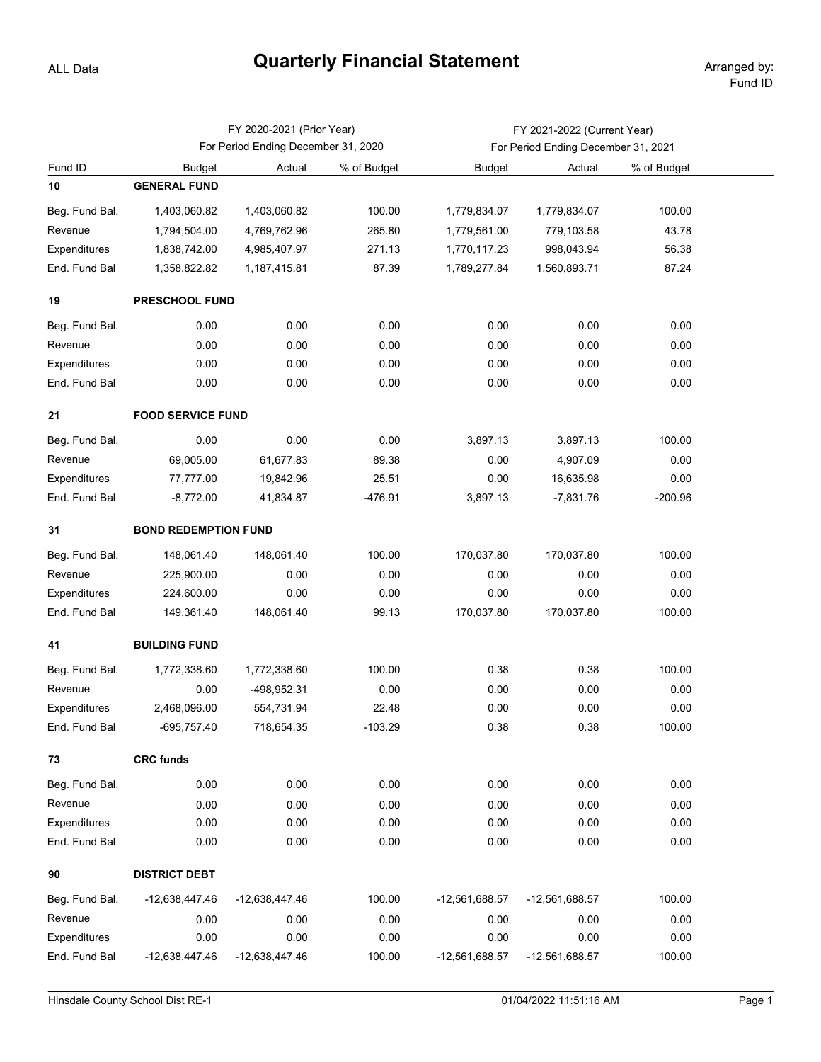ALL Data

# Quarterly Financial Statement

Arranged by: Fund ID

| | | FY 2020-2021 (Prior Year) For Period Ending December 31, 2020 | | | FY 2021-2022 (Current Year) For Period Ending December 31, 2021 | |
|---|---|---|---|---|---|---|
| Fund ID | Budget | Actual | % of Budget | Budget | Actual | % of Budget |
| **10** | **GENERAL FUND** | | | | | |
| Beg. Fund Bal. | 1,403,060.82 | 1,403,060.82 | 100.00 | 1,779,834.07 | 1,779,834.07 | 100.00 |
| Revenue | 1,794,504.00 | 4,769,762.96 | 265.80 | 1,779,561.00 | 779,103.58 | 43.78 |
| Expenditures | 1,838,742.00 | 4,985,407.97 | 271.13 | 1,770,117.23 | 998,043.94 | 56.38 |
| End. Fund Bal | 1,358,822.82 | 1,187,415.81 | 87.39 | 1,789,277.84 | 1,560,893.71 | 87.24 |
| **19** | **PRESCHOOL FUND** | | | | | |
| Beg. Fund Bal. | 0.00 | 0.00 | 0.00 | 0.00 | 0.00 | 0.00 |
| Revenue | 0.00 | 0.00 | 0.00 | 0.00 | 0.00 | 0.00 |
| Expenditures | 0.00 | 0.00 | 0.00 | 0.00 | 0.00 | 0.00 |
| End. Fund Bal | 0.00 | 0.00 | 0.00 | 0.00 | 0.00 | 0.00 |
| **21** | **FOOD SERVICE FUND** | | | | | |
| Beg. Fund Bal. | 0.00 | 0.00 | 0.00 | 3,897.13 | 3,897.13 | 100.00 |
| Revenue | 69,005.00 | 61,677.83 | 89.38 | 0.00 | 4,907.09 | 0.00 |
| Expenditures | 77,777.00 | 19,842.96 | 25.51 | 0.00 | 16,635.98 | 0.00 |
| End. Fund Bal | -8,772.00 | 41,834.87 | -476.91 | 3,897.13 | -7,831.76 | -200.96 |
| **31** | **BOND REDEMPTION FUND** | | | | | |
| Beg. Fund Bal. | 148,061.40 | 148,061.40 | 100.00 | 170,037.80 | 170,037.80 | 100.00 |
| Revenue | 225,900.00 | 0.00 | 0.00 | 0.00 | 0.00 | 0.00 |
| Expenditures | 224,600.00 | 0.00 | 0.00 | 0.00 | 0.00 | 0.00 |
| End. Fund Bal | 149,361.40 | 148,061.40 | 99.13 | 170,037.80 | 170,037.80 | 100.00 |
| **41** | **BUILDING FUND** | | | | | |
| Beg. Fund Bal. | 1,772,338.60 | 1,772,338.60 | 100.00 | 0.38 | 0.38 | 100.00 |
| Revenue | 0.00 | -498,952.31 | 0.00 | 0.00 | 0.00 | 0.00 |
| Expenditures | 2,468,096.00 | 554,731.94 | 22.48 | 0.00 | 0.00 | 0.00 |
| End. Fund Bal | -695,757.40 | 718,654.35 | -103.29 | 0.38 | 0.38 | 100.00 |
| **73** | **CRC funds** | | | | | |
| Beg. Fund Bal. | 0.00 | 0.00 | 0.00 | 0.00 | 0.00 | 0.00 |
| Revenue | 0.00 | 0.00 | 0.00 | 0.00 | 0.00 | 0.00 |
| Expenditures | 0.00 | 0.00 | 0.00 | 0.00 | 0.00 | 0.00 |
| End. Fund Bal | 0.00 | 0.00 | 0.00 | 0.00 | 0.00 | 0.00 |
| **90** | **DISTRICT DEBT** | | | | | |
| Beg. Fund Bal. | -12,638,447.46 | -12,638,447.46 | 100.00 | -12,561,688.57 | -12,561,688.57 | 100.00 |
| Revenue | 0.00 | 0.00 | 0.00 | 0.00 | 0.00 | 0.00 |
| Expenditures | 0.00 | 0.00 | 0.00 | 0.00 | 0.00 | 0.00 |
| End. Fund Bal | -12,638,447.46 | -12,638,447.46 | 100.00 | -12,561,688.57 | -12,561,688.57 | 100.00 |

Hinsdale County School Dist RE-1 01/04/2022 11:51:16 AM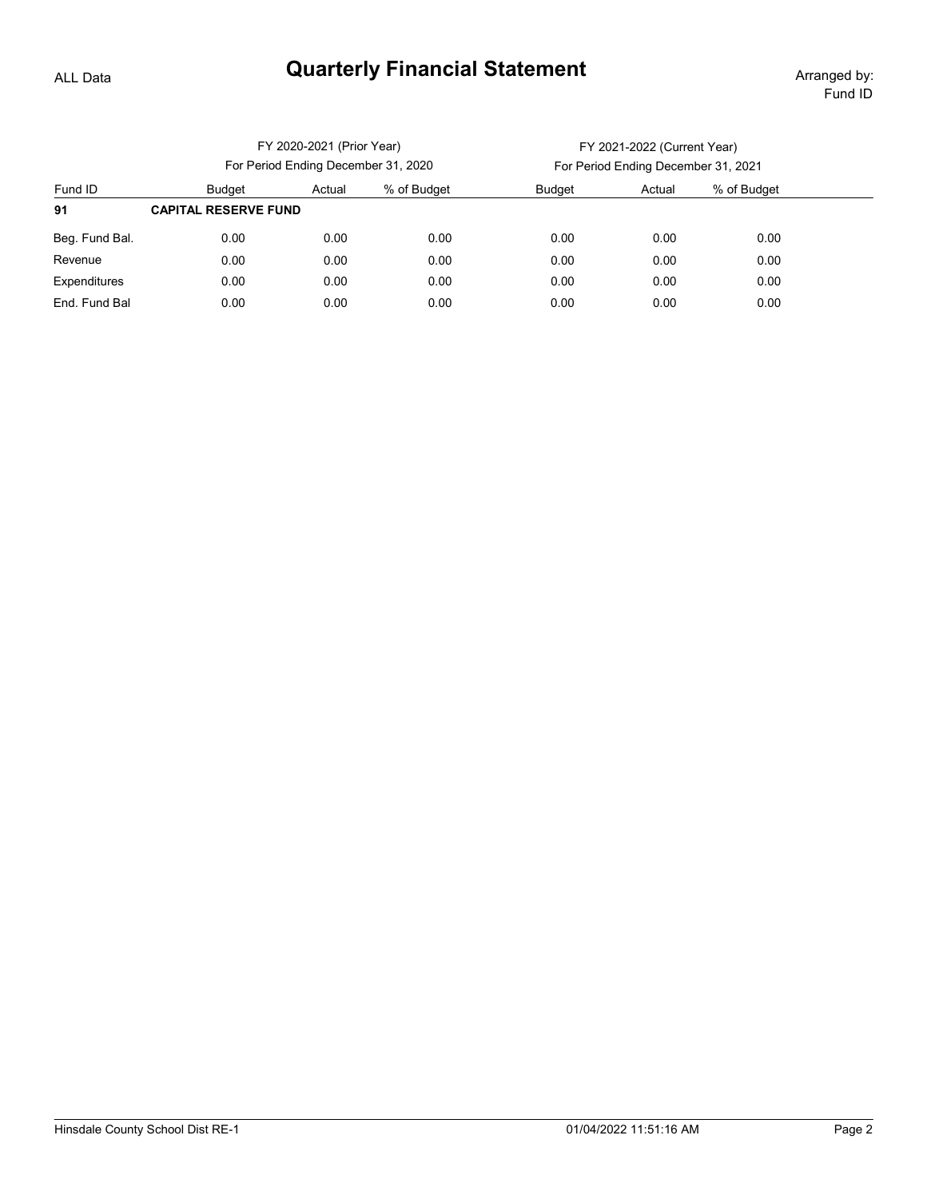# Quarterly Financial Statement

ALL Data

Arranged by: Fund ID

| | FY 2020-2021 (Prior Year) For Period Ending December 31, 2020 | | | FY 2021-2022 (Current Year) For Period Ending December 31, 2021 | | |
|---|---|---|---|---|---|---|
| Fund ID | Budget | Actual | % of Budget | Budget | Actual | % of Budget |
| **91** | **CAPITAL RESERVE FUND** | | | | | |
| Beg. Fund Bal. | 0.00 | 0.00 | 0.00 | 0.00 | 0.00 | 0.00 |
| Revenue | 0.00 | 0.00 | 0.00 | 0.00 | 0.00 | 0.00 |
| Expenditures | 0.00 | 0.00 | 0.00 | 0.00 | 0.00 | 0.00 |
| End. Fund Bal | 0.00 | 0.00 | 0.00 | 0.00 | 0.00 | 0.00 |

Hinsdale County School Dist RE-1 01/04/2022 11:51:16 AM